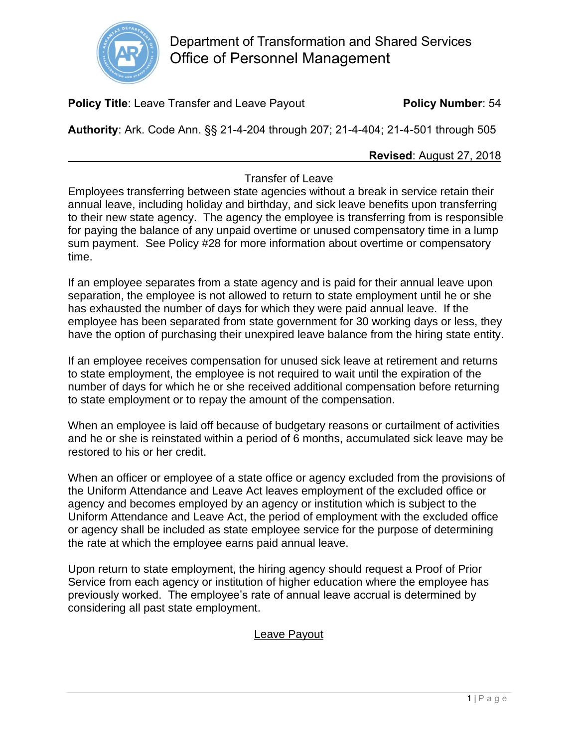Department of Transformation and Shared Services
Office of Personnel Management

**Policy Title**: Leave Transfer and Leave Payout **Policy Number**: 54

**Authority**: Ark. Code Ann. §§ 21-4-204 through 207; 21-4-404; 21-4-501 through 505

**Revised**: August 27, 2018

## Transfer of Leave

Employees transferring between state agencies without a break in service retain their annual leave, including holiday and birthday, and sick leave benefits upon transferring to their new state agency. The agency the employee is transferring from is responsible for paying the balance of any unpaid overtime or unused compensatory time in a lump sum payment. See Policy #28 for more information about overtime or compensatory time.

If an employee separates from a state agency and is paid for their annual leave upon separation, the employee is not allowed to return to state employment until he or she has exhausted the number of days for which they were paid annual leave. If the employee has been separated from state government for 30 working days or less, they have the option of purchasing their unexpired leave balance from the hiring state entity.

If an employee receives compensation for unused sick leave at retirement and returns to state employment, the employee is not required to wait until the expiration of the number of days for which he or she received additional compensation before returning to state employment or to repay the amount of the compensation.

When an employee is laid off because of budgetary reasons or curtailment of activities and he or she is reinstated within a period of 6 months, accumulated sick leave may be restored to his or her credit.

When an officer or employee of a state office or agency excluded from the provisions of the Uniform Attendance and Leave Act leaves employment of the excluded office or agency and becomes employed by an agency or institution which is subject to the Uniform Attendance and Leave Act, the period of employment with the excluded office or agency shall be included as state employee service for the purpose of determining the rate at which the employee earns paid annual leave.

Upon return to state employment, the hiring agency should request a Proof of Prior Service from each agency or institution of higher education where the employee has previously worked. The employee's rate of annual leave accrual is determined by considering all past state employment.

## Leave Payout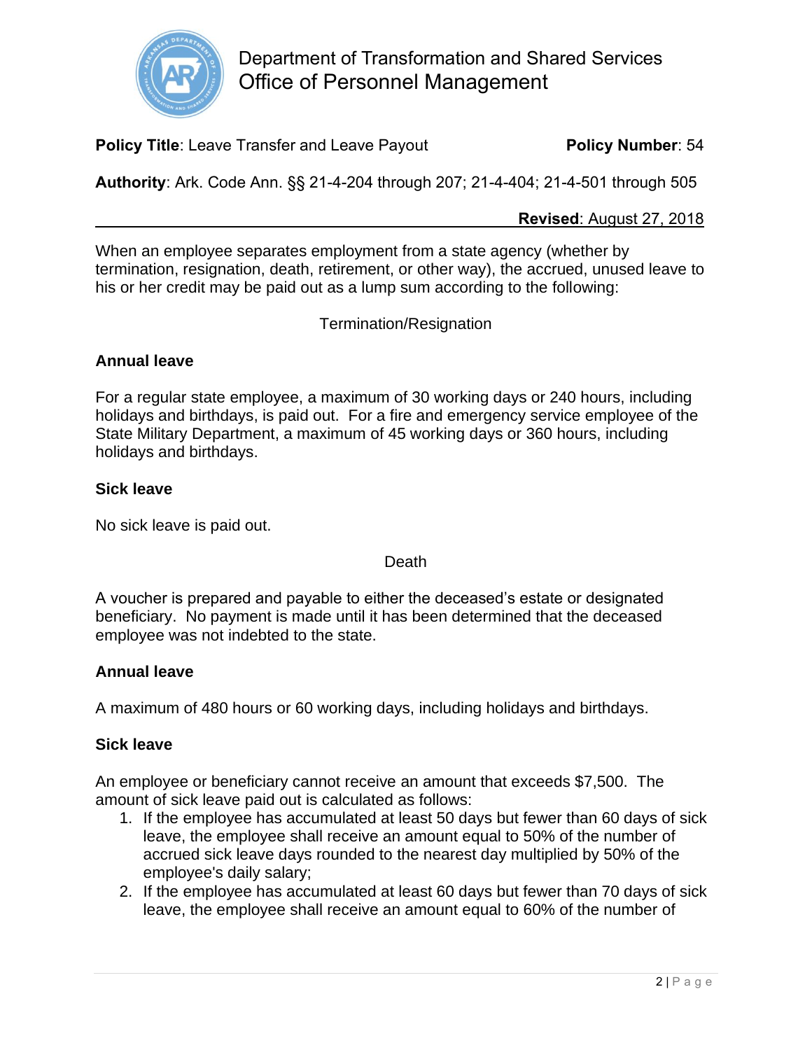Department of Transformation and Shared Services
Office of Personnel Management

**Policy Title**: Leave Transfer and Leave Payout **Policy Number**: 54

**Authority**: Ark. Code Ann. §§ 21-4-204 through 207; 21-4-404; 21-4-501 through 505

**Revised**: August 27, 2018

When an employee separates employment from a state agency (whether by termination, resignation, death, retirement, or other way), the accrued, unused leave to his or her credit may be paid out as a lump sum according to the following:

Termination/Resignation

**Annual leave**

For a regular state employee, a maximum of 30 working days or 240 hours, including holidays and birthdays, is paid out. For a fire and emergency service employee of the State Military Department, a maximum of 45 working days or 360 hours, including holidays and birthdays.

**Sick leave**

No sick leave is paid out.

Death

A voucher is prepared and payable to either the deceased's estate or designated beneficiary. No payment is made until it has been determined that the deceased employee was not indebted to the state.

**Annual leave**

A maximum of 480 hours or 60 working days, including holidays and birthdays.

**Sick leave**

An employee or beneficiary cannot receive an amount that exceeds $7,500. The amount of sick leave paid out is calculated as follows:

1. If the employee has accumulated at least 50 days but fewer than 60 days of sick leave, the employee shall receive an amount equal to 50% of the number of accrued sick leave days rounded to the nearest day multiplied by 50% of the employee's daily salary;
2. If the employee has accumulated at least 60 days but fewer than 70 days of sick leave, the employee shall receive an amount equal to 60% of the number of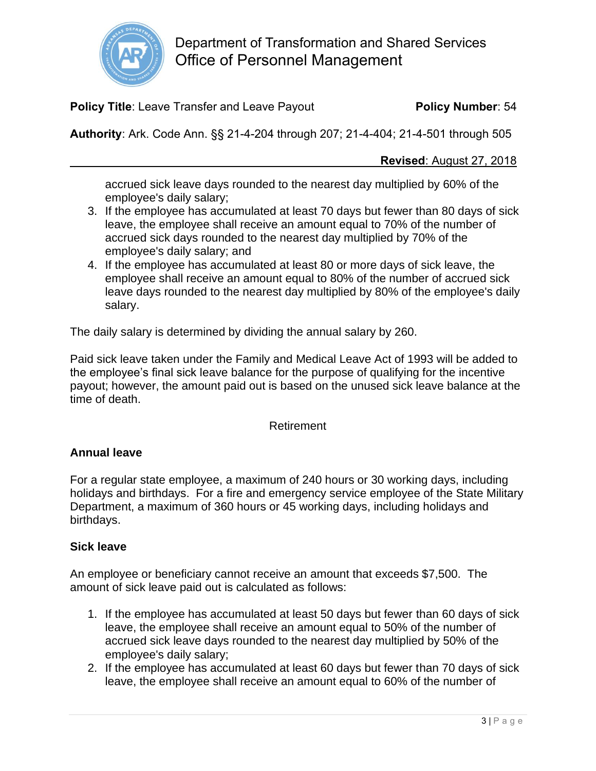accrued sick leave days rounded to the nearest day multiplied by 60% of the employee's daily salary;

3. If the employee has accumulated at least 70 days but fewer than 80 days of sick leave, the employee shall receive an amount equal to 70% of the number of accrued sick days rounded to the nearest day multiplied by 70% of the employee's daily salary; and
4. If the employee has accumulated at least 80 or more days of sick leave, the employee shall receive an amount equal to 80% of the number of accrued sick leave days rounded to the nearest day multiplied by 80% of the employee's daily salary.

The daily salary is determined by dividing the annual salary by 260.

Paid sick leave taken under the Family and Medical Leave Act of 1993 will be added to the employee's final sick leave balance for the purpose of qualifying for the incentive payout; however, the amount paid out is based on the unused sick leave balance at the time of death.

Retirement

**Annual leave**

For a regular state employee, a maximum of 240 hours or 30 working days, including holidays and birthdays. For a fire and emergency service employee of the State Military Department, a maximum of 360 hours or 45 working days, including holidays and birthdays.

**Sick leave**

An employee or beneficiary cannot receive an amount that exceeds $7,500. The amount of sick leave paid out is calculated as follows:

1. If the employee has accumulated at least 50 days but fewer than 60 days of sick leave, the employee shall receive an amount equal to 50% of the number of accrued sick leave days rounded to the nearest day multiplied by 50% of the employee's daily salary;
2. If the employee has accumulated at least 60 days but fewer than 70 days of sick leave, the employee shall receive an amount equal to 60% of the number of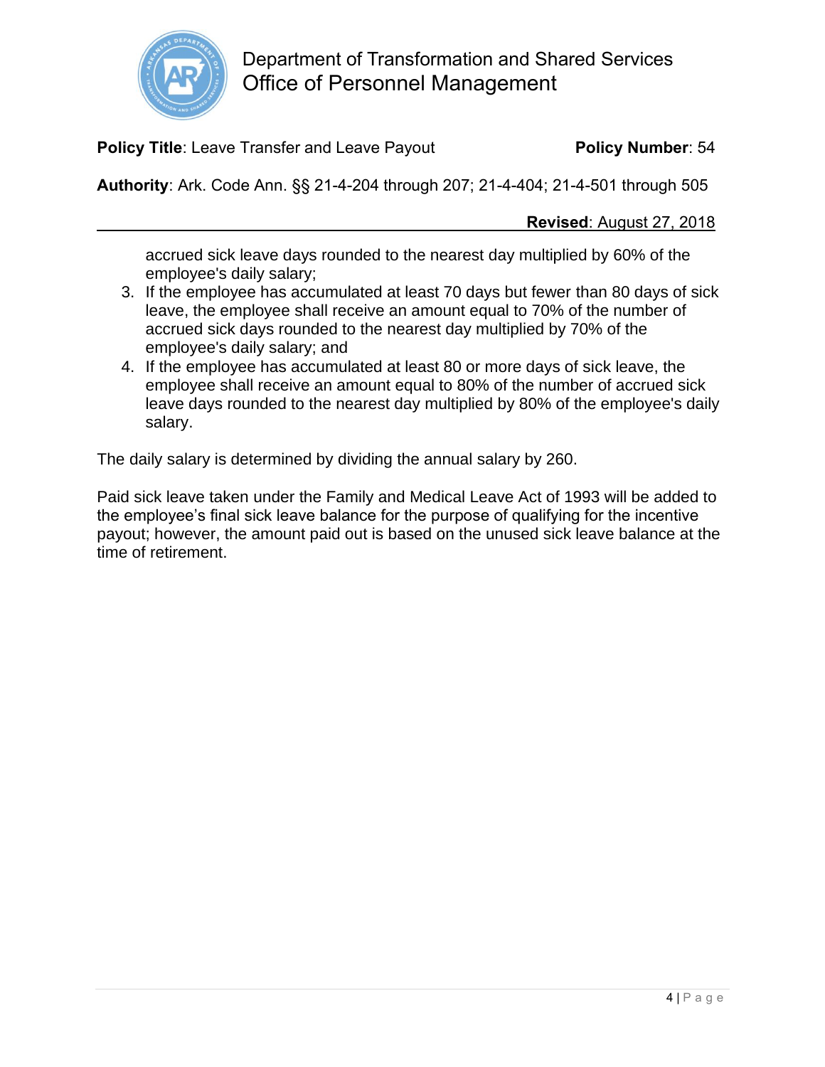accrued sick leave days rounded to the nearest day multiplied by 60% of the employee's daily salary;

3. If the employee has accumulated at least 70 days but fewer than 80 days of sick leave, the employee shall receive an amount equal to 70% of the number of accrued sick days rounded to the nearest day multiplied by 70% of the employee's daily salary; and
4. If the employee has accumulated at least 80 or more days of sick leave, the employee shall receive an amount equal to 80% of the number of accrued sick leave days rounded to the nearest day multiplied by 80% of the employee's daily salary.

The daily salary is determined by dividing the annual salary by 260.

Paid sick leave taken under the Family and Medical Leave Act of 1993 will be added to the employee's final sick leave balance for the purpose of qualifying for the incentive payout; however, the amount paid out is based on the unused sick leave balance at the time of retirement.